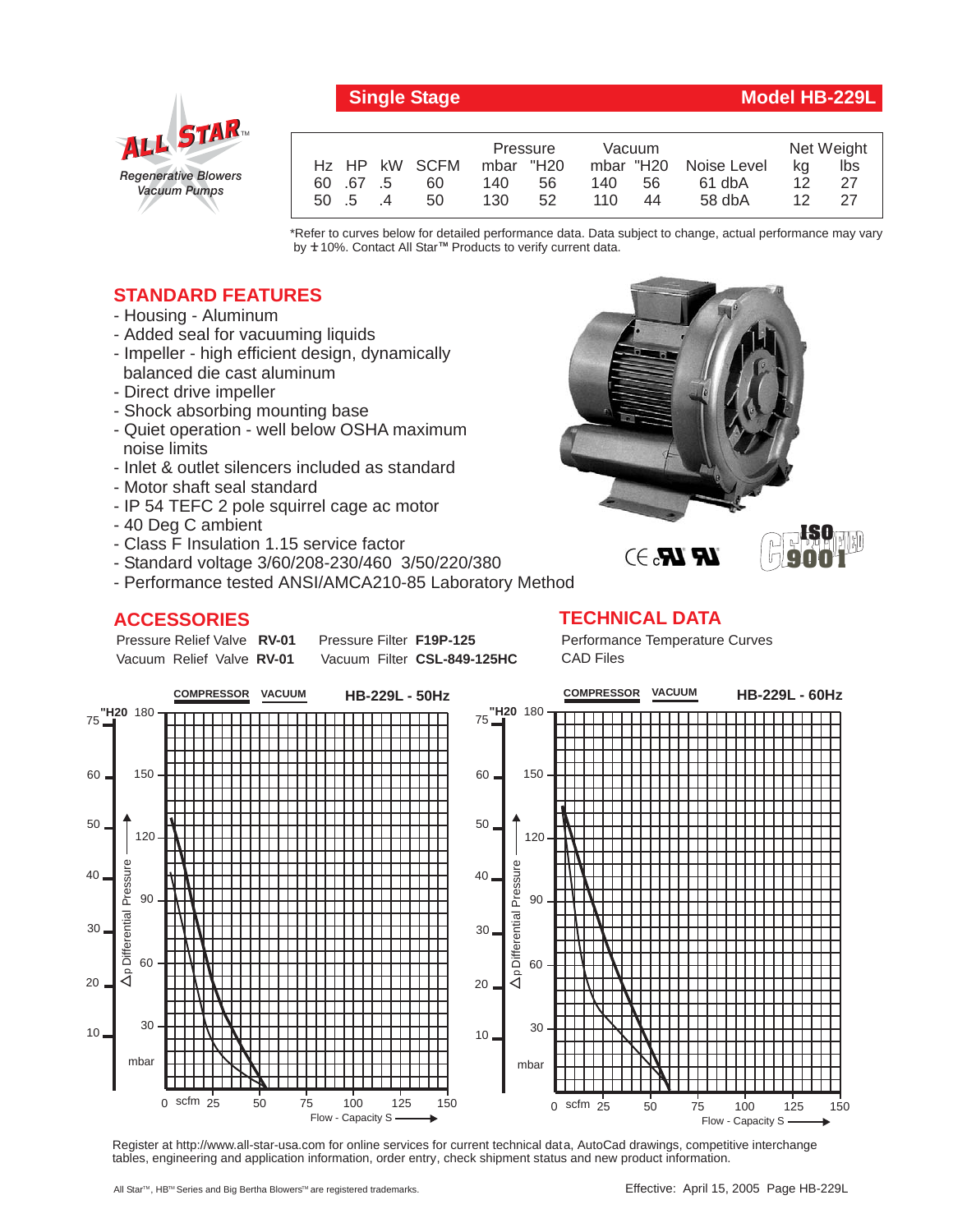**Single Stage** — **Model HB-229L**

ALL STAR™
*Regenerative Blowers*
*Vacuum Pumps*

| Hz | HP | kW | SCFM | Pressure mbar | Pressure "H20 | Vacuum mbar | Vacuum "H20 | Noise Level | Net Weight kg | Net Weight lbs |
|---|---|---|---|---|---|---|---|---|---|---|
| 60 | .67 | .5 | 60 | 140 | 56 | 140 | 56 | 61 dbA | 12 | 27 |
| 50 | .5 | .4 | 50 | 130 | 52 | 110 | 44 | 58 dbA | 12 | 27 |

*Refer to curves below for detailed performance data. Data subject to change, actual performance may vary by ± 10%. Contact All Star™ Products to verify current data.

## STANDARD FEATURES

- Housing - Aluminum
- Added seal for vacuuming liquids
- Impeller - high efficient design, dynamically balanced die cast aluminum
- Direct drive impeller
- Shock absorbing mounting base
- Quiet operation - well below OSHA maximum noise limits
- Inlet & outlet silencers included as standard
- Motor shaft seal standard
- IP 54 TEFC 2 pole squirrel cage ac motor
- 40 Deg C ambient
- Class F Insulation 1.15 service factor
- Standard voltage 3/60/208-230/460 3/50/220/380
- Performance tested ANSI/AMCA210-85 Laboratory Method

## ACCESSORIES

Pressure Relief Valve **RV-01** Pressure Filter **F19P-125**
Vacuum Relief Valve **RV-01** Vacuum Filter **CSL-849-125HC**

## TECHNICAL DATA

Performance Temperature Curves
CAD Files

**COMPRESSOR** **VACUUM** **HB-229L - 50Hz**

**COMPRESSOR** **VACUUM** **HB-229L - 60Hz**

Register at http://www.all-star-usa.com for online services for current technical data, AutoCad drawings, competitive interchange tables, engineering and application information, order entry, check shipment status and new product information.

All Star™, HB™ Series and Big Bertha Blowers™ are registered trademarks.

Effective: April 15, 2005 Page HB-229L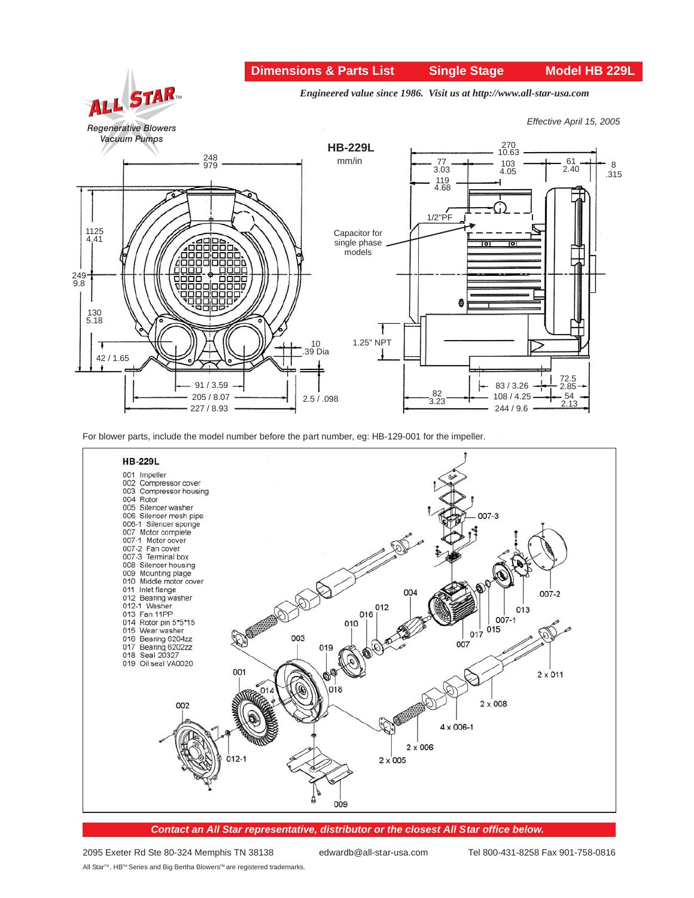## Dimensions & Parts List — Single Stage — Model HB 229L

ALL STAR™
*Regenerative Blowers*
*Vacuum Pumps*

***Engineered value since 1986. Visit us at http://www.all-star-usa.com***

*Effective April 15, 2005*

**HB-229L**
mm/in

248
979

1125
4.41

249
9.8

130
5.18

42 / 1.65

91 / 3.59

205 / 8.07

227 / 8.93

10
.39 Dia

2.5 / .098

270
10.63

77
3.03

103
4.05

61
2.40

8
.315

119
4.68

1/2"PF

Capacitor for single phase models

1.25" NPT

82
3.23

83 / 3.26

108 / 4.25

244 / 9.6

72.5
2.85

54
2.13

For blower parts, include the model number before the part number, eg: HB-129-001 for the impeller.

**HB-229L**

- 001 Impeller
- 002 Compressor cover
- 003 Compressor housing
- 004 Rotor
- 005 Silencer washer
- 006 Silencer mesh pipe
- 006-1 Silencer sponge
- 007 Motor complete
- 007-1 Motor cover
- 007-2 Fan cover
- 007-3 Terminal box
- 008 Silencer housing
- 009 Mounting plage
- 010 Middle motor cover
- 011 Inlet flange
- 012 Bearing washer
- 012-1 Washer
- 013 Fan 11PP
- 014 Rotor pin 5*5*15
- 015 Wear washer
- 016 Bearing 6204zz
- 017 Bearing 6202zz
- 018 Seal 20327
- 019 Oil seal VA0020

007-3, 004, 012, 016, 010, 003, 019, 001, 014, 018, 002, 012-1, 009, 007, 017, 015, 007-1, 013, 007-2, 2 x 011, 2 x 008, 4 x 006-1, 2 x 006, 2 x 005

***Contact an All Star representative, distributor or the closest All Star office below.***

2095 Exeter Rd Ste 80-324 Memphis TN 38138 edwardb@all-star-usa.com Tel 800-431-8258 Fax 901-758-0816

All Star™, HB™ Series and Big Bertha Blowers™ are registered trademarks.